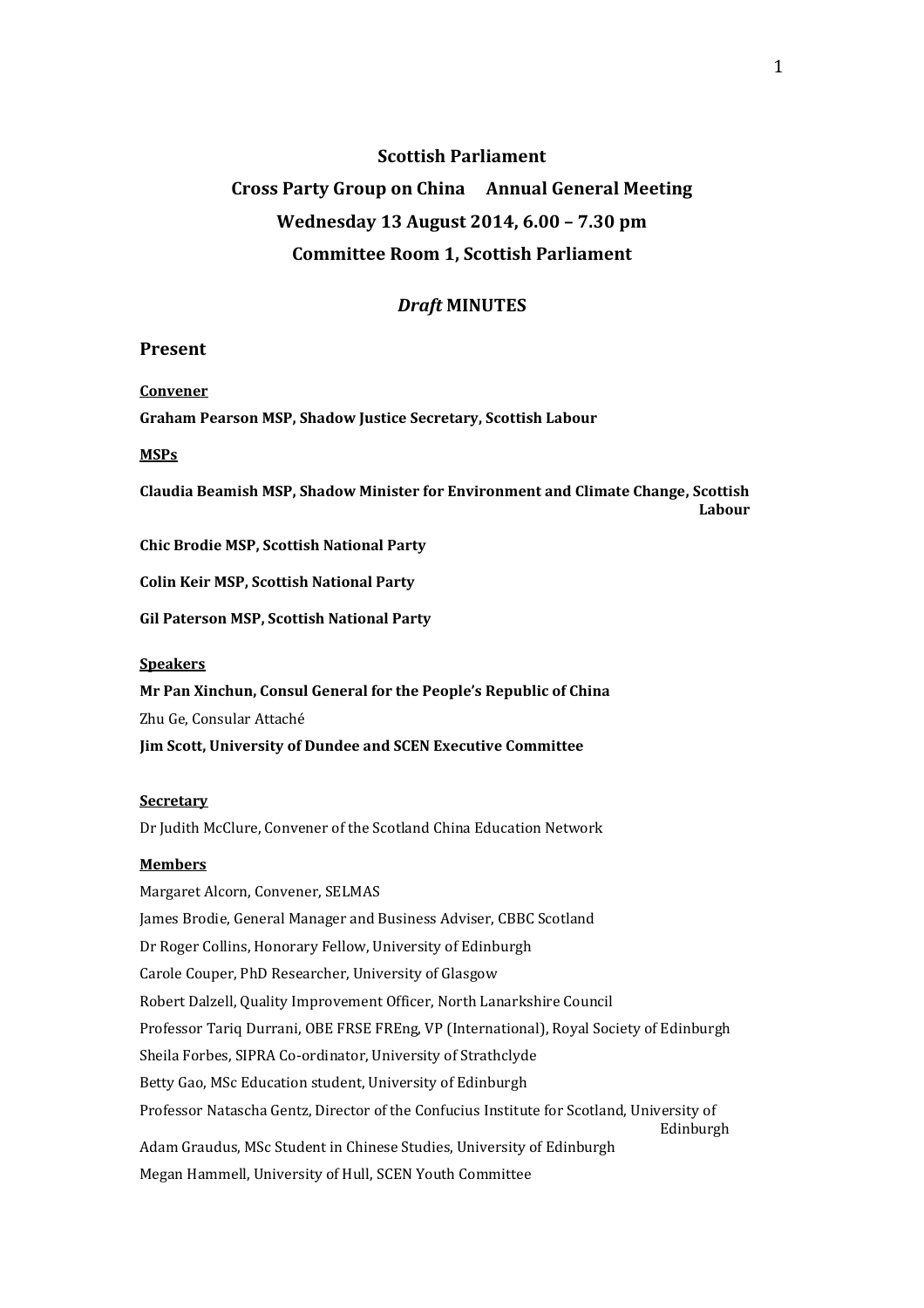**Scottish Parliament**

**Cross Party Group on China Annual General Meeting**

**Wednesday 13 August 2014, 6.00 – 7.30 pm**

**Committee Room 1, Scottish Parliament**

## *Draft* MINUTES

### Present

**Convener**

**Graham Pearson MSP, Shadow Justice Secretary, Scottish Labour**

**MSPs**

**Claudia Beamish MSP, Shadow Minister for Environment and Climate Change, Scottish Labour**

**Chic Brodie MSP, Scottish National Party**

**Colin Keir MSP, Scottish National Party**

**Gil Paterson MSP, Scottish National Party**

**Speakers**

**Mr Pan Xinchun, Consul General for the People's Republic of China**

Zhu Ge, Consular Attaché

**Jim Scott, University of Dundee and SCEN Executive Committee**

**Secretary**

Dr Judith McClure, Convener of the Scotland China Education Network

**Members**

Margaret Alcorn, Convener, SELMAS

James Brodie, General Manager and Business Adviser, CBBC Scotland

Dr Roger Collins, Honorary Fellow, University of Edinburgh

Carole Couper, PhD Researcher, University of Glasgow

Robert Dalzell, Quality Improvement Officer, North Lanarkshire Council

Professor Tariq Durrani, OBE FRSE FREng, VP (International), Royal Society of Edinburgh

Sheila Forbes, SIPRA Co-ordinator, University of Strathclyde

Betty Gao, MSc Education student, University of Edinburgh

Professor Natascha Gentz, Director of the Confucius Institute for Scotland, University of Edinburgh

Adam Graudus, MSc Student in Chinese Studies, University of Edinburgh

Megan Hammell, University of Hull, SCEN Youth Committee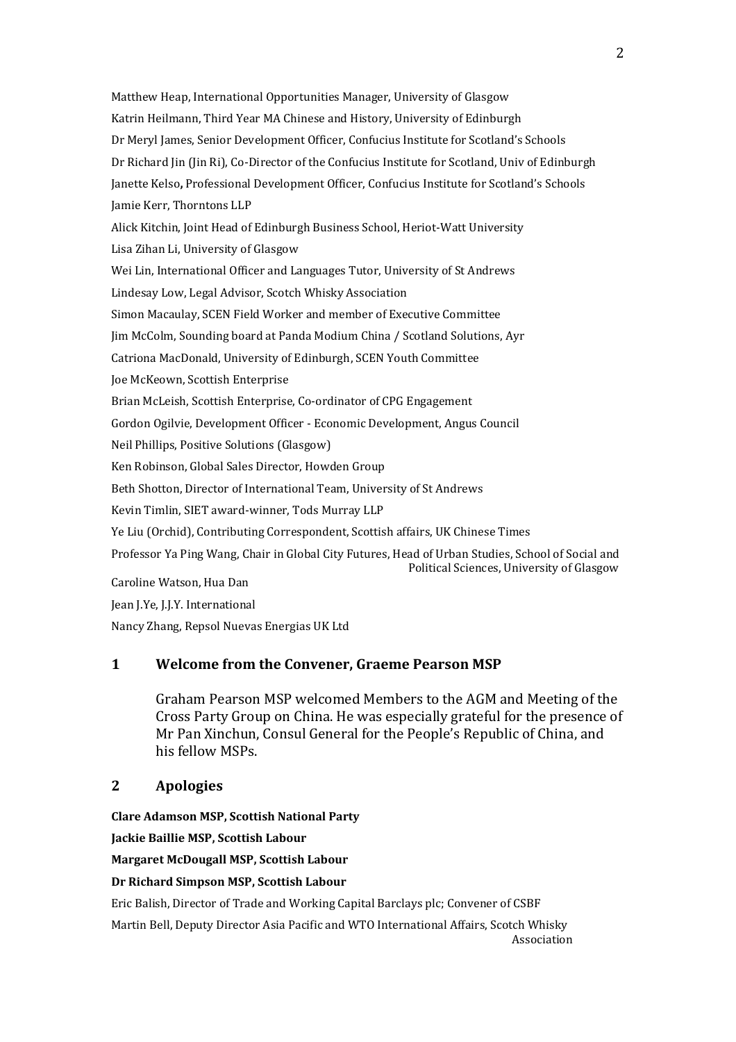Matthew Heap, International Opportunities Manager, University of Glasgow

Katrin Heilmann, Third Year MA Chinese and History, University of Edinburgh

Dr Meryl James, Senior Development Officer, Confucius Institute for Scotland's Schools

Dr Richard Jin (Jin Ri), Co-Director of the Confucius Institute for Scotland, Univ of Edinburgh

Janette Kelso**,** Professional Development Officer, Confucius Institute for Scotland's Schools

Jamie Kerr, Thorntons LLP

Alick Kitchin, Joint Head of Edinburgh Business School, Heriot-Watt University

Lisa Zihan Li, University of Glasgow

Wei Lin, International Officer and Languages Tutor, University of St Andrews

Lindesay Low, Legal Advisor, Scotch Whisky Association

Simon Macaulay, SCEN Field Worker and member of Executive Committee

Jim McColm, Sounding board at Panda Modium China / Scotland Solutions, Ayr

Catriona MacDonald, University of Edinburgh, SCEN Youth Committee

Joe McKeown, Scottish Enterprise

Brian McLeish, Scottish Enterprise, Co-ordinator of CPG Engagement

Gordon Ogilvie, Development Officer - Economic Development, Angus Council

Neil Phillips, Positive Solutions (Glasgow)

Ken Robinson, Global Sales Director, Howden Group

Beth Shotton, Director of International Team, University of St Andrews

Kevin Timlin, SIET award-winner, Tods Murray LLP

Ye Liu (Orchid), Contributing Correspondent, Scottish affairs, UK Chinese Times

Professor Ya Ping Wang, Chair in Global City Futures, Head of Urban Studies, School of Social and Political Sciences, University of Glasgow

Caroline Watson, Hua Dan

Jean J.Ye, J.J.Y. International

Nancy Zhang, Repsol Nuevas Energias UK Ltd

## 1 Welcome from the Convener, Graeme Pearson MSP

Graham Pearson MSP welcomed Members to the AGM and Meeting of the Cross Party Group on China. He was especially grateful for the presence of Mr Pan Xinchun, Consul General for the People's Republic of China, and his fellow MSPs.

## 2 Apologies

**Clare Adamson MSP, Scottish National Party**

**Jackie Baillie MSP, Scottish Labour**

**Margaret McDougall MSP, Scottish Labour**

**Dr Richard Simpson MSP, Scottish Labour**

Eric Balish, Director of Trade and Working Capital Barclays plc; Convener of CSBF

Martin Bell, Deputy Director Asia Pacific and WTO International Affairs, Scotch Whisky Association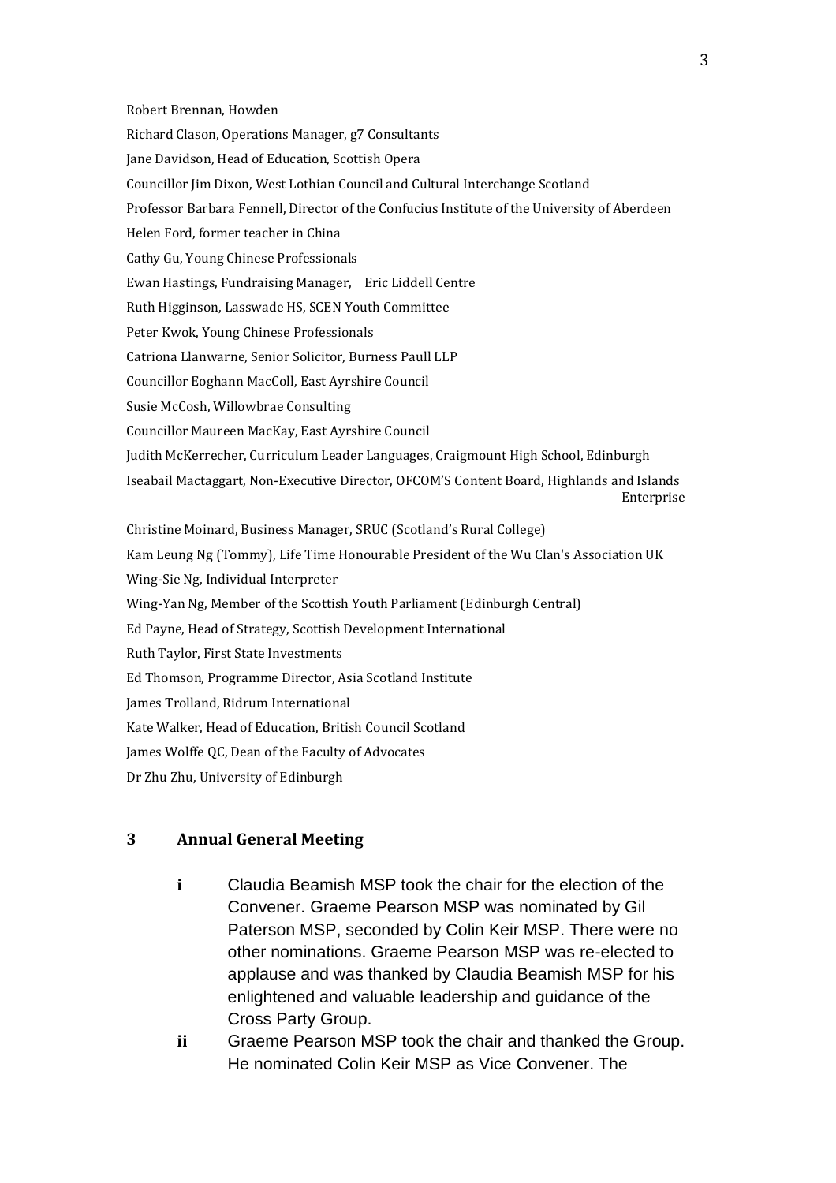Robert Brennan, Howden

Richard Clason, Operations Manager, g7 Consultants

Jane Davidson, Head of Education, Scottish Opera

Councillor Jim Dixon, West Lothian Council and Cultural Interchange Scotland

Professor Barbara Fennell, Director of the Confucius Institute of the University of Aberdeen

Helen Ford, former teacher in China

Cathy Gu, Young Chinese Professionals

Ewan Hastings, Fundraising Manager, Eric Liddell Centre

Ruth Higginson, Lasswade HS, SCEN Youth Committee

Peter Kwok, Young Chinese Professionals

Catriona Llanwarne, Senior Solicitor, Burness Paull LLP

Councillor Eoghann MacColl, East Ayrshire Council

Susie McCosh, Willowbrae Consulting

Councillor Maureen MacKay, East Ayrshire Council

Judith McKerrecher, Curriculum Leader Languages, Craigmount High School, Edinburgh

Iseabail Mactaggart, Non-Executive Director, OFCOM'S Content Board, Highlands and Islands Enterprise

Christine Moinard, Business Manager, SRUC (Scotland's Rural College)

Kam Leung Ng (Tommy), Life Time Honourable President of the Wu Clan's Association UK

Wing-Sie Ng, Individual Interpreter

Wing-Yan Ng, Member of the Scottish Youth Parliament (Edinburgh Central)

Ed Payne, Head of Strategy, Scottish Development International

Ruth Taylor, First State Investments

Ed Thomson, Programme Director, Asia Scotland Institute

James Trolland, Ridrum International

Kate Walker, Head of Education, British Council Scotland

James Wolffe QC, Dean of the Faculty of Advocates

Dr Zhu Zhu, University of Edinburgh

## 3 Annual General Meeting

**i** Claudia Beamish MSP took the chair for the election of the Convener. Graeme Pearson MSP was nominated by Gil Paterson MSP, seconded by Colin Keir MSP. There were no other nominations. Graeme Pearson MSP was re-elected to applause and was thanked by Claudia Beamish MSP for his enlightened and valuable leadership and guidance of the Cross Party Group.

**ii** Graeme Pearson MSP took the chair and thanked the Group. He nominated Colin Keir MSP as Vice Convener. The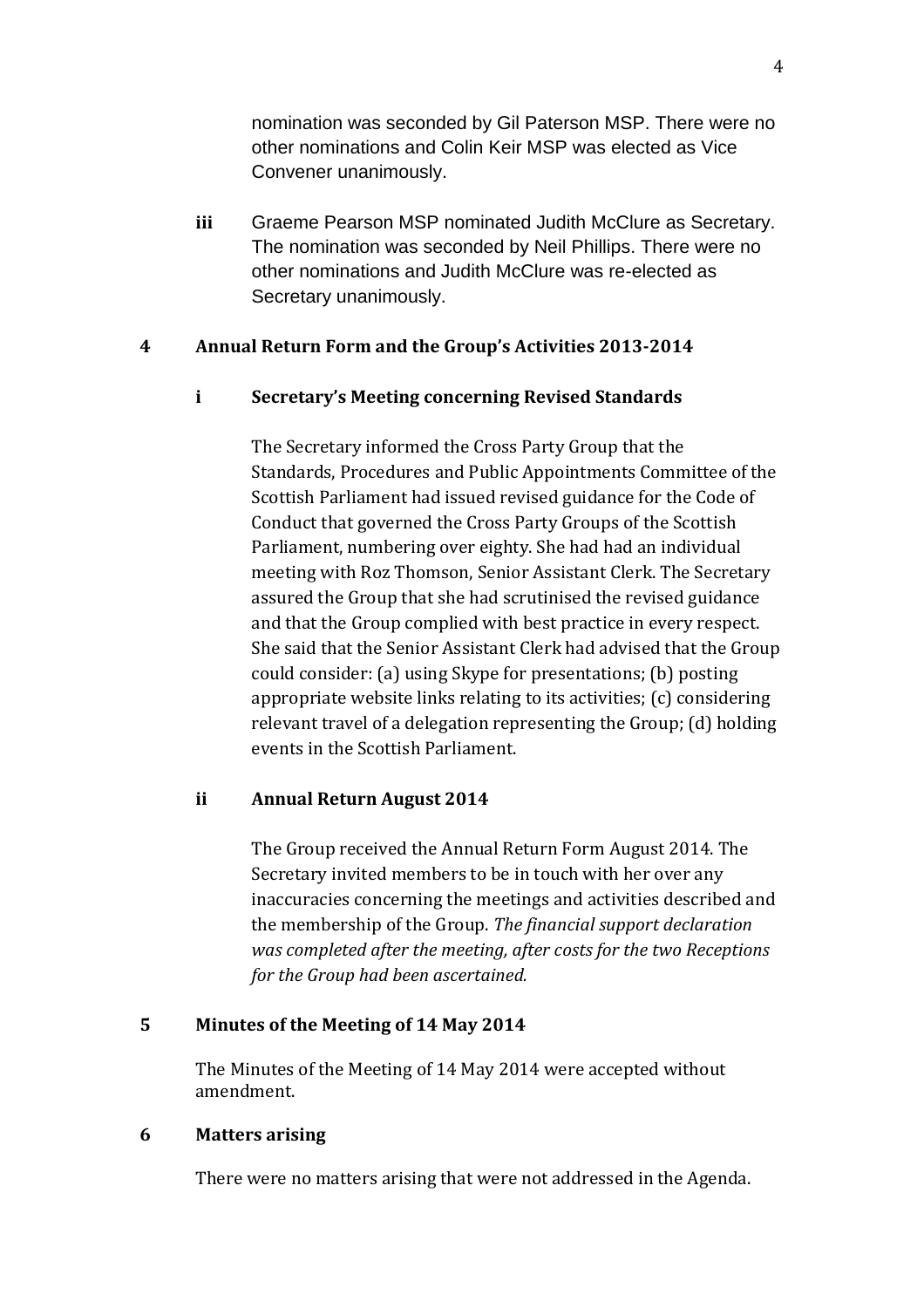nomination was seconded by Gil Paterson MSP. There were no other nominations and Colin Keir MSP was elected as Vice Convener unanimously.

**iii** Graeme Pearson MSP nominated Judith McClure as Secretary. The nomination was seconded by Neil Phillips. There were no other nominations and Judith McClure was re-elected as Secretary unanimously.

## 4 Annual Return Form and the Group's Activities 2013-2014

### i Secretary's Meeting concerning Revised Standards

The Secretary informed the Cross Party Group that the Standards, Procedures and Public Appointments Committee of the Scottish Parliament had issued revised guidance for the Code of Conduct that governed the Cross Party Groups of the Scottish Parliament, numbering over eighty. She had had an individual meeting with Roz Thomson, Senior Assistant Clerk. The Secretary assured the Group that she had scrutinised the revised guidance and that the Group complied with best practice in every respect. She said that the Senior Assistant Clerk had advised that the Group could consider: (a) using Skype for presentations; (b) posting appropriate website links relating to its activities; (c) considering relevant travel of a delegation representing the Group; (d) holding events in the Scottish Parliament.

### ii Annual Return August 2014

The Group received the Annual Return Form August 2014. The Secretary invited members to be in touch with her over any inaccuracies concerning the meetings and activities described and the membership of the Group. *The financial support declaration was completed after the meeting, after costs for the two Receptions for the Group had been ascertained.*

## 5 Minutes of the Meeting of 14 May 2014

The Minutes of the Meeting of 14 May 2014 were accepted without amendment.

## 6 Matters arising

There were no matters arising that were not addressed in the Agenda.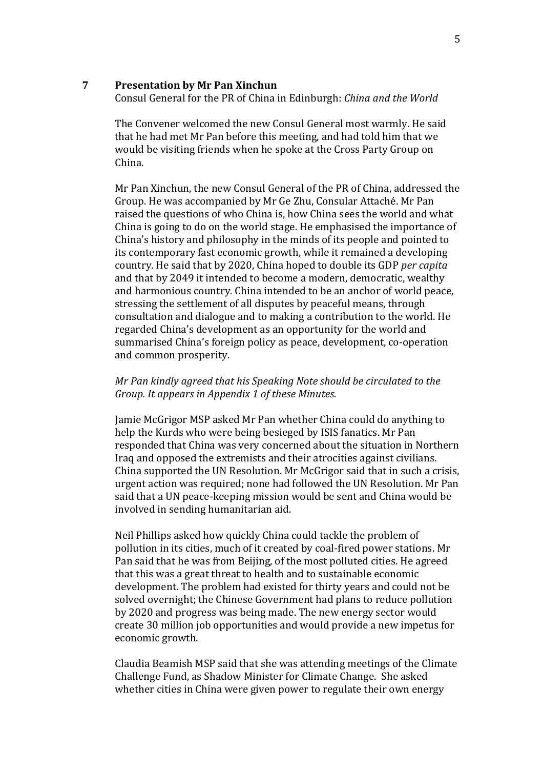## 7 Presentation by Mr Pan Xinchun

Consul General for the PR of China in Edinburgh: *China and the World*

The Convener welcomed the new Consul General most warmly. He said that he had met Mr Pan before this meeting, and had told him that we would be visiting friends when he spoke at the Cross Party Group on China.

Mr Pan Xinchun, the new Consul General of the PR of China, addressed the Group. He was accompanied by Mr Ge Zhu, Consular Attaché. Mr Pan raised the questions of who China is, how China sees the world and what China is going to do on the world stage. He emphasised the importance of China's history and philosophy in the minds of its people and pointed to its contemporary fast economic growth, while it remained a developing country. He said that by 2020, China hoped to double its GDP *per capita* and that by 2049 it intended to become a modern, democratic, wealthy and harmonious country. China intended to be an anchor of world peace, stressing the settlement of all disputes by peaceful means, through consultation and dialogue and to making a contribution to the world. He regarded China's development as an opportunity for the world and summarised China's foreign policy as peace, development, co-operation and common prosperity.

*Mr Pan kindly agreed that his Speaking Note should be circulated to the Group. It appears in Appendix 1 of these Minutes.*

Jamie McGrigor MSP asked Mr Pan whether China could do anything to help the Kurds who were being besieged by ISIS fanatics. Mr Pan responded that China was very concerned about the situation in Northern Iraq and opposed the extremists and their atrocities against civilians. China supported the UN Resolution. Mr McGrigor said that in such a crisis, urgent action was required; none had followed the UN Resolution. Mr Pan said that a UN peace-keeping mission would be sent and China would be involved in sending humanitarian aid.

Neil Phillips asked how quickly China could tackle the problem of pollution in its cities, much of it created by coal-fired power stations. Mr Pan said that he was from Beijing, of the most polluted cities. He agreed that this was a great threat to health and to sustainable economic development. The problem had existed for thirty years and could not be solved overnight; the Chinese Government had plans to reduce pollution by 2020 and progress was being made. The new energy sector would create 30 million job opportunities and would provide a new impetus for economic growth.

Claudia Beamish MSP said that she was attending meetings of the Climate Challenge Fund, as Shadow Minister for Climate Change. She asked whether cities in China were given power to regulate their own energy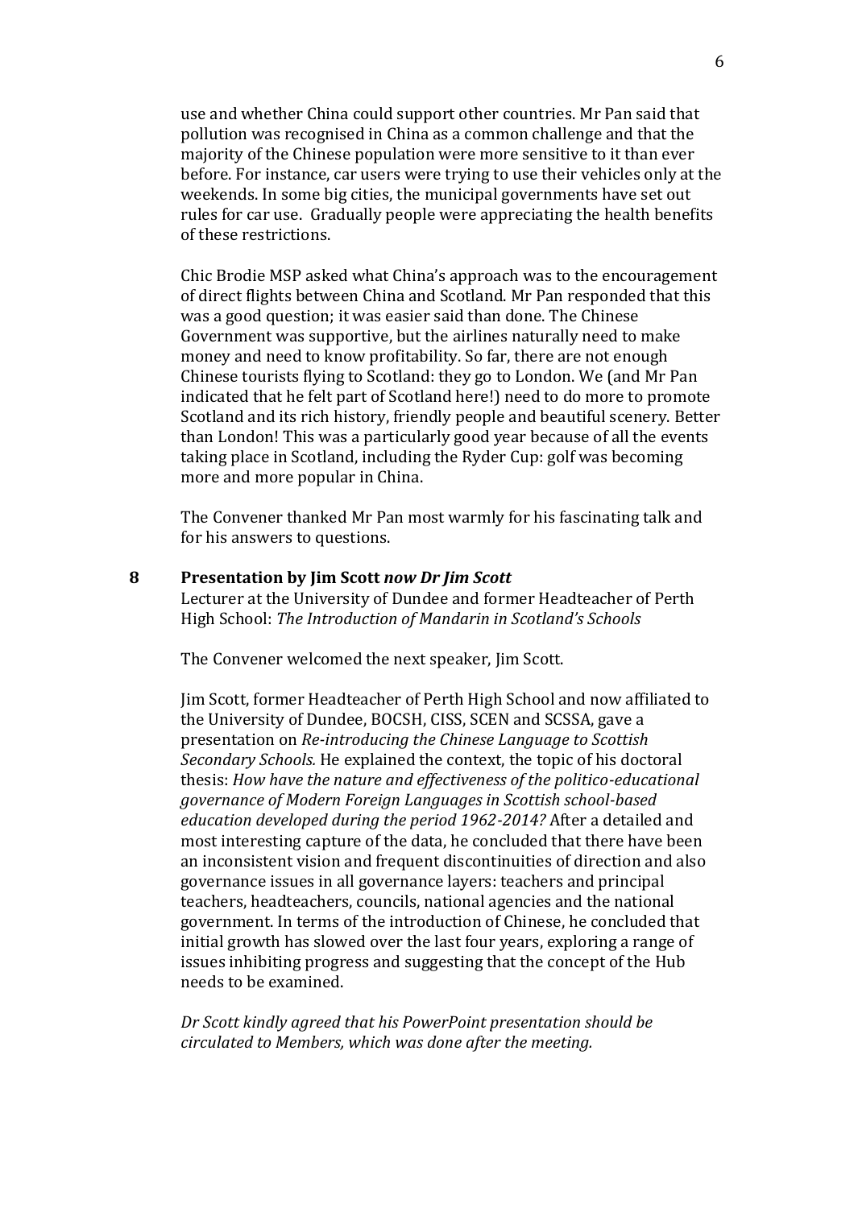use and whether China could support other countries. Mr Pan said that pollution was recognised in China as a common challenge and that the majority of the Chinese population were more sensitive to it than ever before. For instance, car users were trying to use their vehicles only at the weekends. In some big cities, the municipal governments have set out rules for car use. Gradually people were appreciating the health benefits of these restrictions.

Chic Brodie MSP asked what China's approach was to the encouragement of direct flights between China and Scotland. Mr Pan responded that this was a good question; it was easier said than done. The Chinese Government was supportive, but the airlines naturally need to make money and need to know profitability. So far, there are not enough Chinese tourists flying to Scotland: they go to London. We (and Mr Pan indicated that he felt part of Scotland here!) need to do more to promote Scotland and its rich history, friendly people and beautiful scenery. Better than London! This was a particularly good year because of all the events taking place in Scotland, including the Ryder Cup: golf was becoming more and more popular in China.

The Convener thanked Mr Pan most warmly for his fascinating talk and for his answers to questions.

## 8 Presentation by Jim Scott *now Dr Jim Scott*

Lecturer at the University of Dundee and former Headteacher of Perth High School: *The Introduction of Mandarin in Scotland's Schools*

The Convener welcomed the next speaker, Jim Scott.

Jim Scott, former Headteacher of Perth High School and now affiliated to the University of Dundee, BOCSH, CISS, SCEN and SCSSA, gave a presentation on *Re-introducing the Chinese Language to Scottish Secondary Schools.* He explained the context, the topic of his doctoral thesis: *How have the nature and effectiveness of the politico-educational governance of Modern Foreign Languages in Scottish school-based education developed during the period 1962-2014?* After a detailed and most interesting capture of the data, he concluded that there have been an inconsistent vision and frequent discontinuities of direction and also governance issues in all governance layers: teachers and principal teachers, headteachers, councils, national agencies and the national government. In terms of the introduction of Chinese, he concluded that initial growth has slowed over the last four years, exploring a range of issues inhibiting progress and suggesting that the concept of the Hub needs to be examined.

*Dr Scott kindly agreed that his PowerPoint presentation should be circulated to Members, which was done after the meeting.*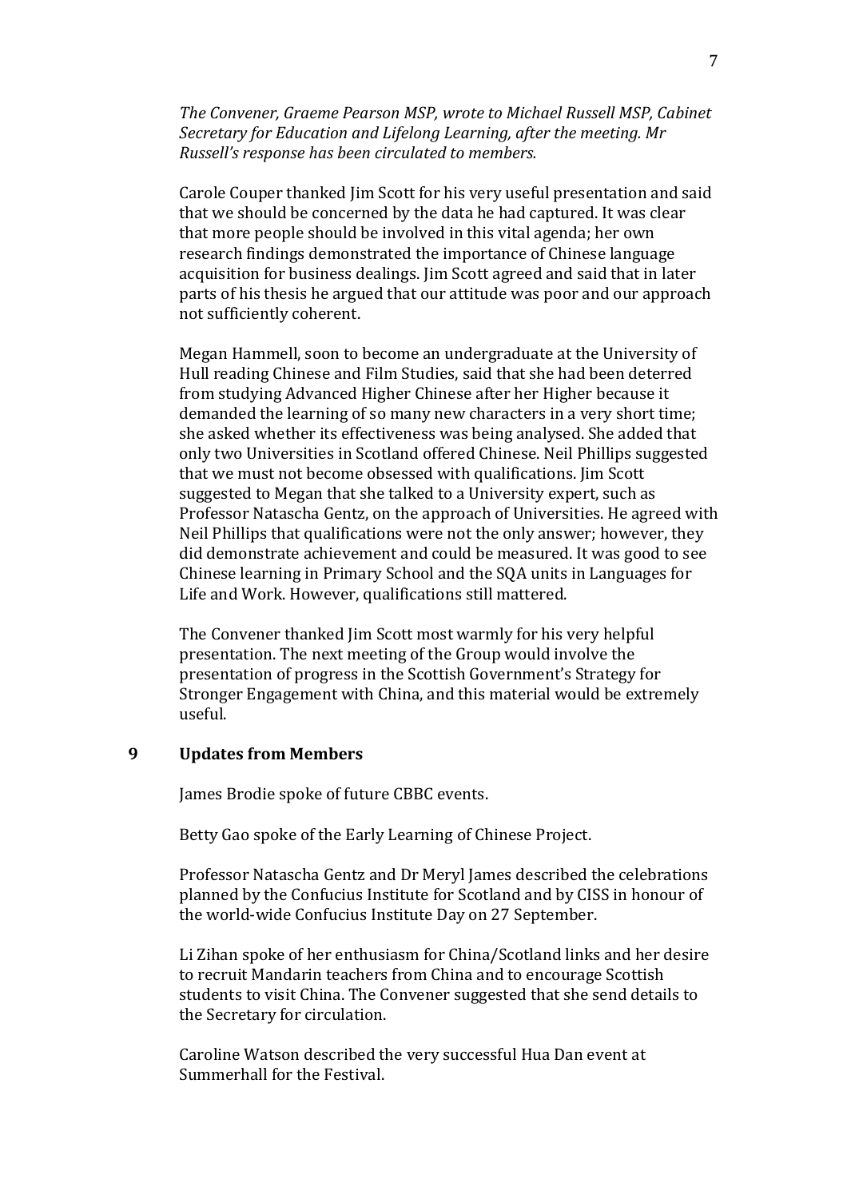*The Convener, Graeme Pearson MSP, wrote to Michael Russell MSP, Cabinet Secretary for Education and Lifelong Learning, after the meeting. Mr Russell's response has been circulated to members.*

Carole Couper thanked Jim Scott for his very useful presentation and said that we should be concerned by the data he had captured. It was clear that more people should be involved in this vital agenda; her own research findings demonstrated the importance of Chinese language acquisition for business dealings. Jim Scott agreed and said that in later parts of his thesis he argued that our attitude was poor and our approach not sufficiently coherent.

Megan Hammell, soon to become an undergraduate at the University of Hull reading Chinese and Film Studies, said that she had been deterred from studying Advanced Higher Chinese after her Higher because it demanded the learning of so many new characters in a very short time; she asked whether its effectiveness was being analysed. She added that only two Universities in Scotland offered Chinese. Neil Phillips suggested that we must not become obsessed with qualifications. Jim Scott suggested to Megan that she talked to a University expert, such as Professor Natascha Gentz, on the approach of Universities. He agreed with Neil Phillips that qualifications were not the only answer; however, they did demonstrate achievement and could be measured. It was good to see Chinese learning in Primary School and the SQA units in Languages for Life and Work. However, qualifications still mattered.

The Convener thanked Jim Scott most warmly for his very helpful presentation. The next meeting of the Group would involve the presentation of progress in the Scottish Government's Strategy for Stronger Engagement with China, and this material would be extremely useful.

## 9 Updates from Members

James Brodie spoke of future CBBC events.

Betty Gao spoke of the Early Learning of Chinese Project.

Professor Natascha Gentz and Dr Meryl James described the celebrations planned by the Confucius Institute for Scotland and by CISS in honour of the world-wide Confucius Institute Day on 27 September.

Li Zihan spoke of her enthusiasm for China/Scotland links and her desire to recruit Mandarin teachers from China and to encourage Scottish students to visit China. The Convener suggested that she send details to the Secretary for circulation.

Caroline Watson described the very successful Hua Dan event at Summerhall for the Festival.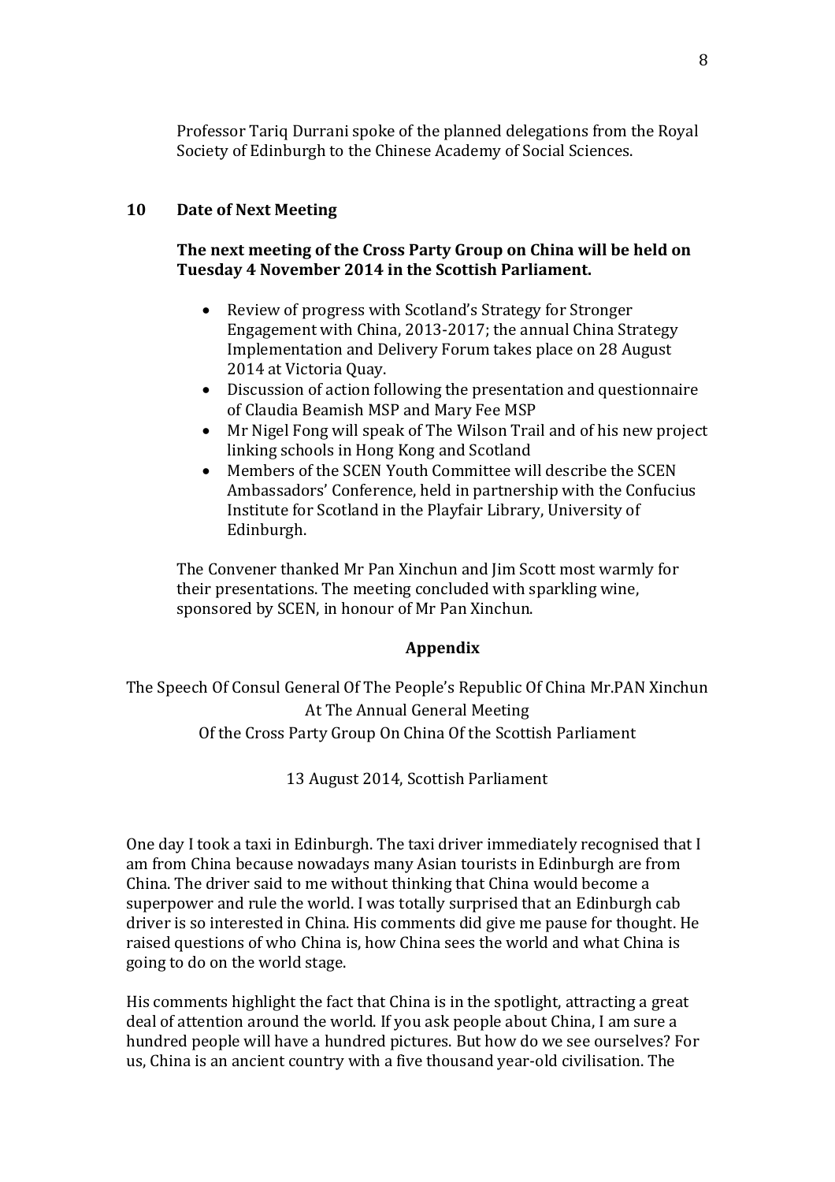Professor Tariq Durrani spoke of the planned delegations from the Royal Society of Edinburgh to the Chinese Academy of Social Sciences.

## 10 Date of Next Meeting

**The next meeting of the Cross Party Group on China will be held on Tuesday 4 November 2014 in the Scottish Parliament.**

- Review of progress with Scotland's Strategy for Stronger Engagement with China, 2013-2017; the annual China Strategy Implementation and Delivery Forum takes place on 28 August 2014 at Victoria Quay.
- Discussion of action following the presentation and questionnaire of Claudia Beamish MSP and Mary Fee MSP
- Mr Nigel Fong will speak of The Wilson Trail and of his new project linking schools in Hong Kong and Scotland
- Members of the SCEN Youth Committee will describe the SCEN Ambassadors' Conference, held in partnership with the Confucius Institute for Scotland in the Playfair Library, University of Edinburgh.

The Convener thanked Mr Pan Xinchun and Jim Scott most warmly for their presentations. The meeting concluded with sparkling wine, sponsored by SCEN, in honour of Mr Pan Xinchun.

## Appendix

The Speech Of Consul General Of The People's Republic Of China Mr.PAN Xinchun At The Annual General Meeting Of the Cross Party Group On China Of the Scottish Parliament

13 August 2014, Scottish Parliament

One day I took a taxi in Edinburgh. The taxi driver immediately recognised that I am from China because nowadays many Asian tourists in Edinburgh are from China. The driver said to me without thinking that China would become a superpower and rule the world. I was totally surprised that an Edinburgh cab driver is so interested in China. His comments did give me pause for thought. He raised questions of who China is, how China sees the world and what China is going to do on the world stage.

His comments highlight the fact that China is in the spotlight, attracting a great deal of attention around the world. If you ask people about China, I am sure a hundred people will have a hundred pictures. But how do we see ourselves? For us, China is an ancient country with a five thousand year-old civilisation. The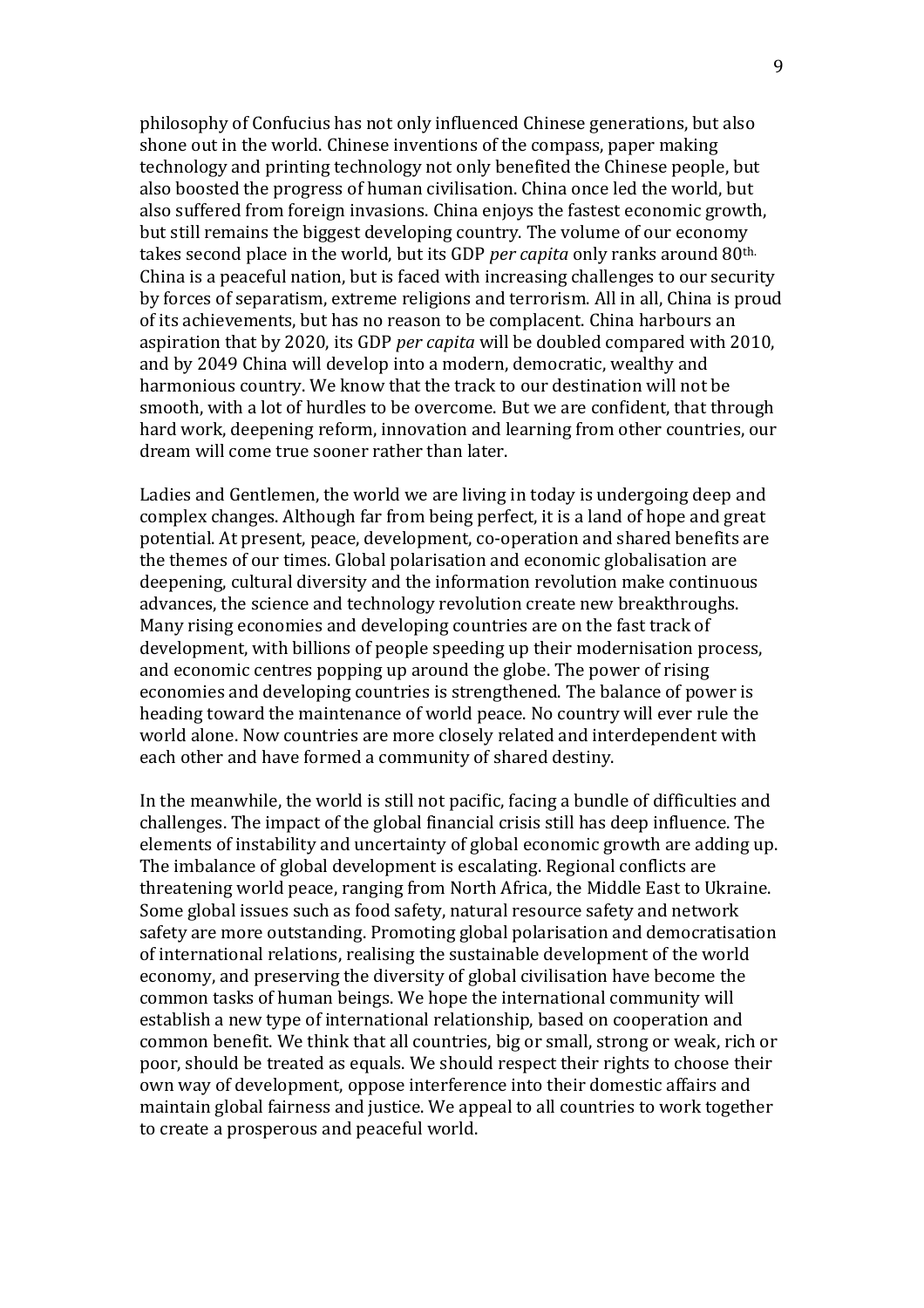philosophy of Confucius has not only influenced Chinese generations, but also shone out in the world. Chinese inventions of the compass, paper making technology and printing technology not only benefited the Chinese people, but also boosted the progress of human civilisation. China once led the world, but also suffered from foreign invasions. China enjoys the fastest economic growth, but still remains the biggest developing country. The volume of our economy takes second place in the world, but its GDP *per capita* only ranks around 80th. China is a peaceful nation, but is faced with increasing challenges to our security by forces of separatism, extreme religions and terrorism. All in all, China is proud of its achievements, but has no reason to be complacent. China harbours an aspiration that by 2020, its GDP *per capita* will be doubled compared with 2010, and by 2049 China will develop into a modern, democratic, wealthy and harmonious country. We know that the track to our destination will not be smooth, with a lot of hurdles to be overcome. But we are confident, that through hard work, deepening reform, innovation and learning from other countries, our dream will come true sooner rather than later.

Ladies and Gentlemen, the world we are living in today is undergoing deep and complex changes. Although far from being perfect, it is a land of hope and great potential. At present, peace, development, co-operation and shared benefits are the themes of our times. Global polarisation and economic globalisation are deepening, cultural diversity and the information revolution make continuous advances, the science and technology revolution create new breakthroughs. Many rising economies and developing countries are on the fast track of development, with billions of people speeding up their modernisation process, and economic centres popping up around the globe. The power of rising economies and developing countries is strengthened. The balance of power is heading toward the maintenance of world peace. No country will ever rule the world alone. Now countries are more closely related and interdependent with each other and have formed a community of shared destiny.

In the meanwhile, the world is still not pacific, facing a bundle of difficulties and challenges. The impact of the global financial crisis still has deep influence. The elements of instability and uncertainty of global economic growth are adding up. The imbalance of global development is escalating. Regional conflicts are threatening world peace, ranging from North Africa, the Middle East to Ukraine. Some global issues such as food safety, natural resource safety and network safety are more outstanding. Promoting global polarisation and democratisation of international relations, realising the sustainable development of the world economy, and preserving the diversity of global civilisation have become the common tasks of human beings. We hope the international community will establish a new type of international relationship, based on cooperation and common benefit. We think that all countries, big or small, strong or weak, rich or poor, should be treated as equals. We should respect their rights to choose their own way of development, oppose interference into their domestic affairs and maintain global fairness and justice. We appeal to all countries to work together to create a prosperous and peaceful world.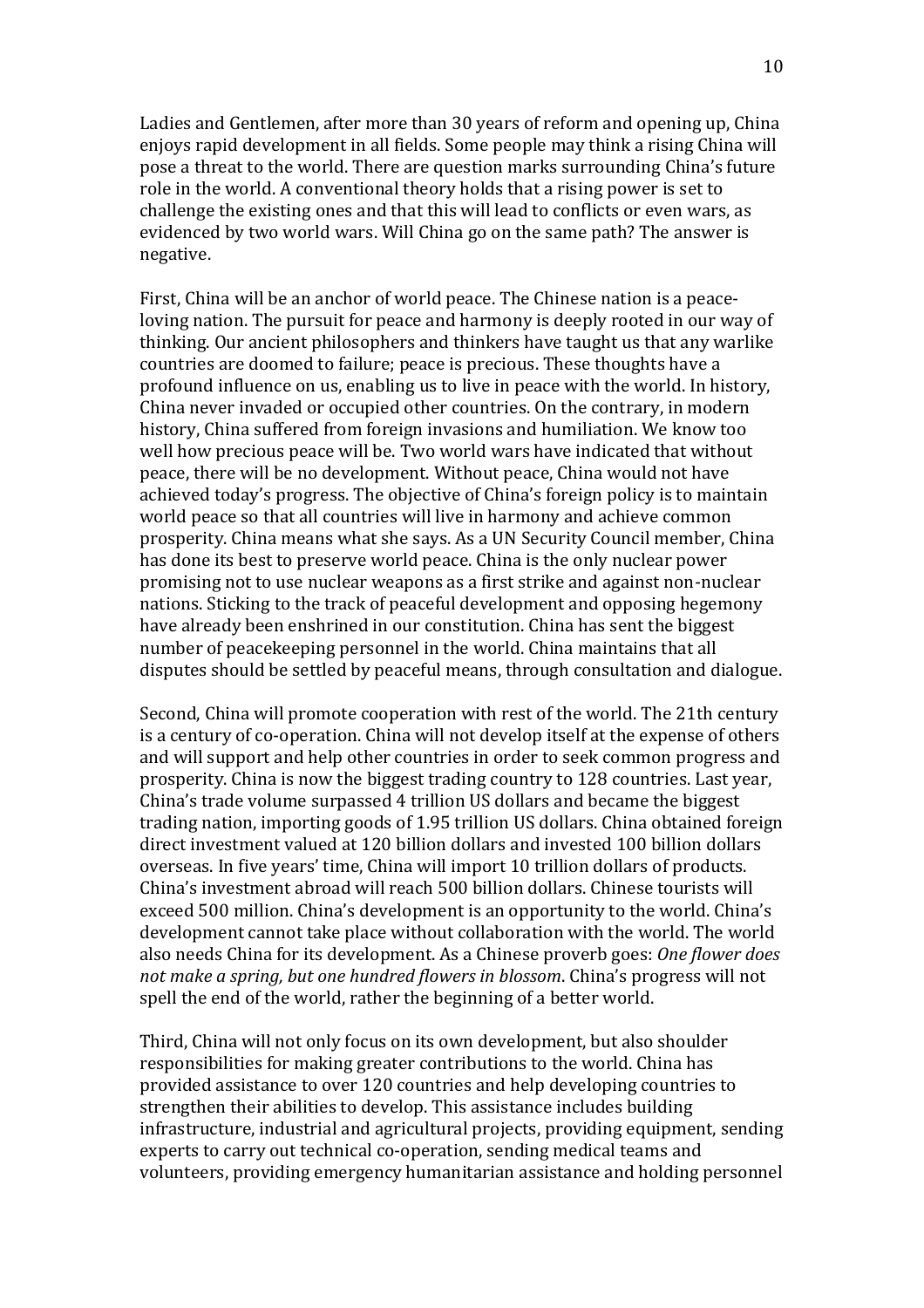Ladies and Gentlemen, after more than 30 years of reform and opening up, China enjoys rapid development in all fields. Some people may think a rising China will pose a threat to the world. There are question marks surrounding China's future role in the world. A conventional theory holds that a rising power is set to challenge the existing ones and that this will lead to conflicts or even wars, as evidenced by two world wars. Will China go on the same path? The answer is negative.

First, China will be an anchor of world peace. The Chinese nation is a peace-loving nation. The pursuit for peace and harmony is deeply rooted in our way of thinking. Our ancient philosophers and thinkers have taught us that any warlike countries are doomed to failure; peace is precious. These thoughts have a profound influence on us, enabling us to live in peace with the world. In history, China never invaded or occupied other countries. On the contrary, in modern history, China suffered from foreign invasions and humiliation. We know too well how precious peace will be. Two world wars have indicated that without peace, there will be no development. Without peace, China would not have achieved today's progress. The objective of China's foreign policy is to maintain world peace so that all countries will live in harmony and achieve common prosperity. China means what she says. As a UN Security Council member, China has done its best to preserve world peace. China is the only nuclear power promising not to use nuclear weapons as a first strike and against non-nuclear nations. Sticking to the track of peaceful development and opposing hegemony have already been enshrined in our constitution. China has sent the biggest number of peacekeeping personnel in the world. China maintains that all disputes should be settled by peaceful means, through consultation and dialogue.

Second, China will promote cooperation with rest of the world. The 21th century is a century of co-operation. China will not develop itself at the expense of others and will support and help other countries in order to seek common progress and prosperity. China is now the biggest trading country to 128 countries. Last year, China's trade volume surpassed 4 trillion US dollars and became the biggest trading nation, importing goods of 1.95 trillion US dollars. China obtained foreign direct investment valued at 120 billion dollars and invested 100 billion dollars overseas. In five years' time, China will import 10 trillion dollars of products. China's investment abroad will reach 500 billion dollars. Chinese tourists will exceed 500 million. China's development is an opportunity to the world. China's development cannot take place without collaboration with the world. The world also needs China for its development. As a Chinese proverb goes: *One flower does not make a spring, but one hundred flowers in blossom*. China's progress will not spell the end of the world, rather the beginning of a better world.

Third, China will not only focus on its own development, but also shoulder responsibilities for making greater contributions to the world. China has provided assistance to over 120 countries and help developing countries to strengthen their abilities to develop. This assistance includes building infrastructure, industrial and agricultural projects, providing equipment, sending experts to carry out technical co-operation, sending medical teams and volunteers, providing emergency humanitarian assistance and holding personnel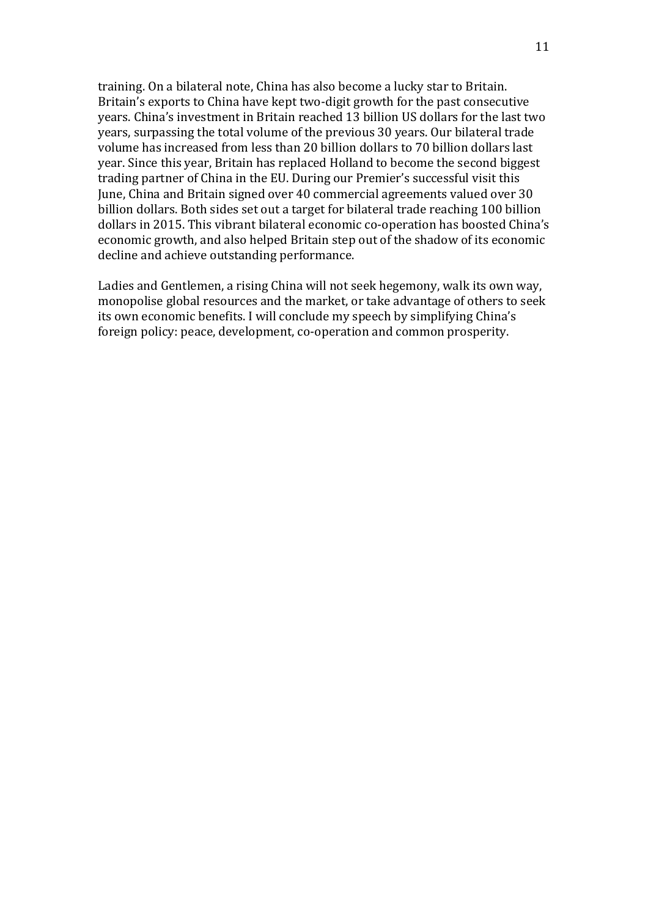training. On a bilateral note, China has also become a lucky star to Britain. Britain's exports to China have kept two-digit growth for the past consecutive years. China's investment in Britain reached 13 billion US dollars for the last two years, surpassing the total volume of the previous 30 years. Our bilateral trade volume has increased from less than 20 billion dollars to 70 billion dollars last year. Since this year, Britain has replaced Holland to become the second biggest trading partner of China in the EU. During our Premier's successful visit this June, China and Britain signed over 40 commercial agreements valued over 30 billion dollars. Both sides set out a target for bilateral trade reaching 100 billion dollars in 2015. This vibrant bilateral economic co-operation has boosted China's economic growth, and also helped Britain step out of the shadow of its economic decline and achieve outstanding performance.

Ladies and Gentlemen, a rising China will not seek hegemony, walk its own way, monopolise global resources and the market, or take advantage of others to seek its own economic benefits. I will conclude my speech by simplifying China's foreign policy: peace, development, co-operation and common prosperity.